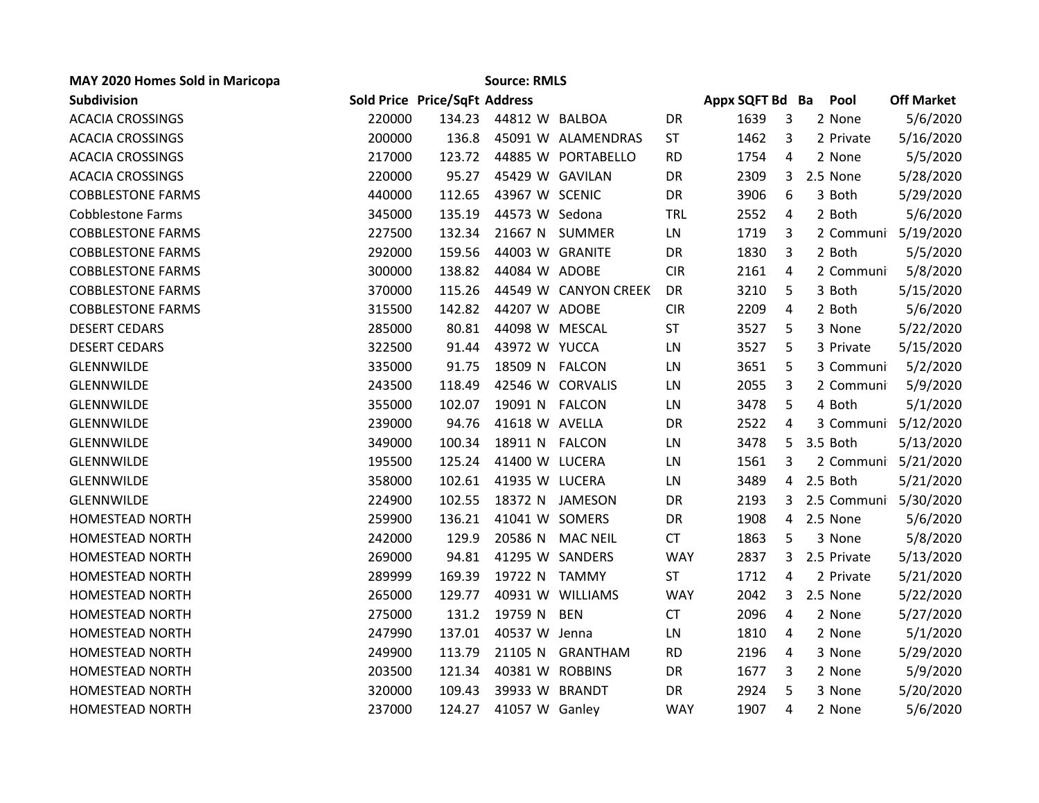**MAY 2020 Homes Sold in Maricopa** **Source: RMLS**

| Subdivision | Sold Price | Price/SqFt | Address | | | | Appx SQFT | Bd | Ba | Pool | Off Market |
|---|---|---|---|---|---|---|---|---|---|---|---|
| ACACIA CROSSINGS | 220000 | 134.23 | 44812 | W | BALBOA | DR | 1639 | 3 | 2 | None | 5/6/2020 |
| ACACIA CROSSINGS | 200000 | 136.8 | 45091 | W | ALAMENDRAS | ST | 1462 | 3 | 2 | Private | 5/16/2020 |
| ACACIA CROSSINGS | 217000 | 123.72 | 44885 | W | PORTABELLO | RD | 1754 | 4 | 2 | None | 5/5/2020 |
| ACACIA CROSSINGS | 220000 | 95.27 | 45429 | W | GAVILAN | DR | 2309 | 3 | 2.5 | None | 5/28/2020 |
| COBBLESTONE FARMS | 440000 | 112.65 | 43967 | W | SCENIC | DR | 3906 | 6 | 3 | Both | 5/29/2020 |
| Cobblestone Farms | 345000 | 135.19 | 44573 | W | Sedona | TRL | 2552 | 4 | 2 | Both | 5/6/2020 |
| COBBLESTONE FARMS | 227500 | 132.34 | 21667 | N | SUMMER | LN | 1719 | 3 | 2 | Communi | 5/19/2020 |
| COBBLESTONE FARMS | 292000 | 159.56 | 44003 | W | GRANITE | DR | 1830 | 3 | 2 | Both | 5/5/2020 |
| COBBLESTONE FARMS | 300000 | 138.82 | 44084 | W | ADOBE | CIR | 2161 | 4 | 2 | Communi | 5/8/2020 |
| COBBLESTONE FARMS | 370000 | 115.26 | 44549 | W | CANYON CREEK | DR | 3210 | 5 | 3 | Both | 5/15/2020 |
| COBBLESTONE FARMS | 315500 | 142.82 | 44207 | W | ADOBE | CIR | 2209 | 4 | 2 | Both | 5/6/2020 |
| DESERT CEDARS | 285000 | 80.81 | 44098 | W | MESCAL | ST | 3527 | 5 | 3 | None | 5/22/2020 |
| DESERT CEDARS | 322500 | 91.44 | 43972 | W | YUCCA | LN | 3527 | 5 | 3 | Private | 5/15/2020 |
| GLENNWILDE | 335000 | 91.75 | 18509 | N | FALCON | LN | 3651 | 5 | 3 | Communi | 5/2/2020 |
| GLENNWILDE | 243500 | 118.49 | 42546 | W | CORVALIS | LN | 2055 | 3 | 2 | Communi | 5/9/2020 |
| GLENNWILDE | 355000 | 102.07 | 19091 | N | FALCON | LN | 3478 | 5 | 4 | Both | 5/1/2020 |
| GLENNWILDE | 239000 | 94.76 | 41618 | W | AVELLA | DR | 2522 | 4 | 3 | Communi | 5/12/2020 |
| GLENNWILDE | 349000 | 100.34 | 18911 | N | FALCON | LN | 3478 | 5 | 3.5 | Both | 5/13/2020 |
| GLENNWILDE | 195500 | 125.24 | 41400 | W | LUCERA | LN | 1561 | 3 | 2 | Communi | 5/21/2020 |
| GLENNWILDE | 358000 | 102.61 | 41935 | W | LUCERA | LN | 3489 | 4 | 2.5 | Both | 5/21/2020 |
| GLENNWILDE | 224900 | 102.55 | 18372 | N | JAMESON | DR | 2193 | 3 | 2.5 | Communi | 5/30/2020 |
| HOMESTEAD NORTH | 259900 | 136.21 | 41041 | W | SOMERS | DR | 1908 | 4 | 2.5 | None | 5/6/2020 |
| HOMESTEAD NORTH | 242000 | 129.9 | 20586 | N | MAC NEIL | CT | 1863 | 5 | 3 | None | 5/8/2020 |
| HOMESTEAD NORTH | 269000 | 94.81 | 41295 | W | SANDERS | WAY | 2837 | 3 | 2.5 | Private | 5/13/2020 |
| HOMESTEAD NORTH | 289999 | 169.39 | 19722 | N | TAMMY | ST | 1712 | 4 | 2 | Private | 5/21/2020 |
| HOMESTEAD NORTH | 265000 | 129.77 | 40931 | W | WILLIAMS | WAY | 2042 | 3 | 2.5 | None | 5/22/2020 |
| HOMESTEAD NORTH | 275000 | 131.2 | 19759 | N | BEN | CT | 2096 | 4 | 2 | None | 5/27/2020 |
| HOMESTEAD NORTH | 247990 | 137.01 | 40537 | W | Jenna | LN | 1810 | 4 | 2 | None | 5/1/2020 |
| HOMESTEAD NORTH | 249900 | 113.79 | 21105 | N | GRANTHAM | RD | 2196 | 4 | 3 | None | 5/29/2020 |
| HOMESTEAD NORTH | 203500 | 121.34 | 40381 | W | ROBBINS | DR | 1677 | 3 | 2 | None | 5/9/2020 |
| HOMESTEAD NORTH | 320000 | 109.43 | 39933 | W | BRANDT | DR | 2924 | 5 | 3 | None | 5/20/2020 |
| HOMESTEAD NORTH | 237000 | 124.27 | 41057 | W | Ganley | WAY | 1907 | 4 | 2 | None | 5/6/2020 |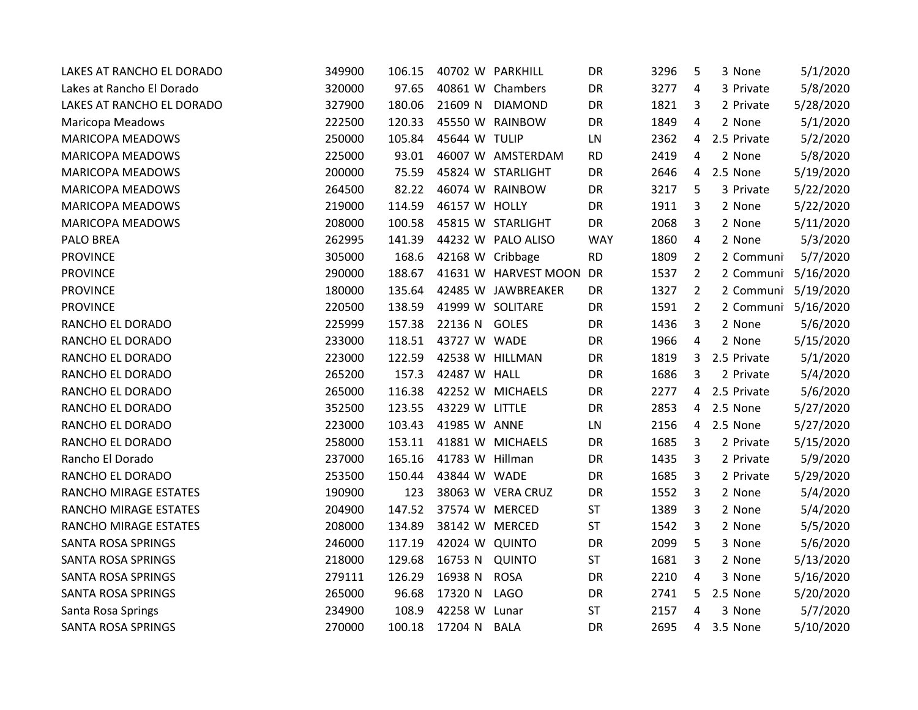| | | | | | | | | | | |
|---|---|---|---|---|---|---|---|---|---|---|
| LAKES AT RANCHO EL DORADO | 349900 | 106.15 | 40702 W | PARKHILL | DR | 3296 | 5 | 3 | None | 5/1/2020 |
| Lakes at Rancho El Dorado | 320000 | 97.65 | 40861 W | Chambers | DR | 3277 | 4 | 3 | Private | 5/8/2020 |
| LAKES AT RANCHO EL DORADO | 327900 | 180.06 | 21609 N | DIAMOND | DR | 1821 | 3 | 2 | Private | 5/28/2020 |
| Maricopa Meadows | 222500 | 120.33 | 45550 W | RAINBOW | DR | 1849 | 4 | 2 | None | 5/1/2020 |
| MARICOPA MEADOWS | 250000 | 105.84 | 45644 W | TULIP | LN | 2362 | 4 | 2.5 | Private | 5/2/2020 |
| MARICOPA MEADOWS | 225000 | 93.01 | 46007 W | AMSTERDAM | RD | 2419 | 4 | 2 | None | 5/8/2020 |
| MARICOPA MEADOWS | 200000 | 75.59 | 45824 W | STARLIGHT | DR | 2646 | 4 | 2.5 | None | 5/19/2020 |
| MARICOPA MEADOWS | 264500 | 82.22 | 46074 W | RAINBOW | DR | 3217 | 5 | 3 | Private | 5/22/2020 |
| MARICOPA MEADOWS | 219000 | 114.59 | 46157 W | HOLLY | DR | 1911 | 3 | 2 | None | 5/22/2020 |
| MARICOPA MEADOWS | 208000 | 100.58 | 45815 W | STARLIGHT | DR | 2068 | 3 | 2 | None | 5/11/2020 |
| PALO BREA | 262995 | 141.39 | 44232 W | PALO ALISO | WAY | 1860 | 4 | 2 | None | 5/3/2020 |
| PROVINCE | 305000 | 168.6 | 42168 W | Cribbage | RD | 1809 | 2 | 2 | Communi | 5/7/2020 |
| PROVINCE | 290000 | 188.67 | 41631 W | HARVEST MOON | DR | 1537 | 2 | 2 | Communi | 5/16/2020 |
| PROVINCE | 180000 | 135.64 | 42485 W | JAWBREAKER | DR | 1327 | 2 | 2 | Communi | 5/19/2020 |
| PROVINCE | 220500 | 138.59 | 41999 W | SOLITARE | DR | 1591 | 2 | 2 | Communi | 5/16/2020 |
| RANCHO EL DORADO | 225999 | 157.38 | 22136 N | GOLES | DR | 1436 | 3 | 2 | None | 5/6/2020 |
| RANCHO EL DORADO | 233000 | 118.51 | 43727 W | WADE | DR | 1966 | 4 | 2 | None | 5/15/2020 |
| RANCHO EL DORADO | 223000 | 122.59 | 42538 W | HILLMAN | DR | 1819 | 3 | 2.5 | Private | 5/1/2020 |
| RANCHO EL DORADO | 265200 | 157.3 | 42487 W | HALL | DR | 1686 | 3 | 2 | Private | 5/4/2020 |
| RANCHO EL DORADO | 265000 | 116.38 | 42252 W | MICHAELS | DR | 2277 | 4 | 2.5 | Private | 5/6/2020 |
| RANCHO EL DORADO | 352500 | 123.55 | 43229 W | LITTLE | DR | 2853 | 4 | 2.5 | None | 5/27/2020 |
| RANCHO EL DORADO | 223000 | 103.43 | 41985 W | ANNE | LN | 2156 | 4 | 2.5 | None | 5/27/2020 |
| RANCHO EL DORADO | 258000 | 153.11 | 41881 W | MICHAELS | DR | 1685 | 3 | 2 | Private | 5/15/2020 |
| Rancho El Dorado | 237000 | 165.16 | 41783 W | Hillman | DR | 1435 | 3 | 2 | Private | 5/9/2020 |
| RANCHO EL DORADO | 253500 | 150.44 | 43844 W | WADE | DR | 1685 | 3 | 2 | Private | 5/29/2020 |
| RANCHO MIRAGE ESTATES | 190900 | 123 | 38063 W | VERA CRUZ | DR | 1552 | 3 | 2 | None | 5/4/2020 |
| RANCHO MIRAGE ESTATES | 204900 | 147.52 | 37574 W | MERCED | ST | 1389 | 3 | 2 | None | 5/4/2020 |
| RANCHO MIRAGE ESTATES | 208000 | 134.89 | 38142 W | MERCED | ST | 1542 | 3 | 2 | None | 5/5/2020 |
| SANTA ROSA SPRINGS | 246000 | 117.19 | 42024 W | QUINTO | DR | 2099 | 5 | 3 | None | 5/6/2020 |
| SANTA ROSA SPRINGS | 218000 | 129.68 | 16753 N | QUINTO | ST | 1681 | 3 | 2 | None | 5/13/2020 |
| SANTA ROSA SPRINGS | 279111 | 126.29 | 16938 N | ROSA | DR | 2210 | 4 | 3 | None | 5/16/2020 |
| SANTA ROSA SPRINGS | 265000 | 96.68 | 17320 N | LAGO | DR | 2741 | 5 | 2.5 | None | 5/20/2020 |
| Santa Rosa Springs | 234900 | 108.9 | 42258 W | Lunar | ST | 2157 | 4 | 3 | None | 5/7/2020 |
| SANTA ROSA SPRINGS | 270000 | 100.18 | 17204 N | BALA | DR | 2695 | 4 | 3.5 | None | 5/10/2020 |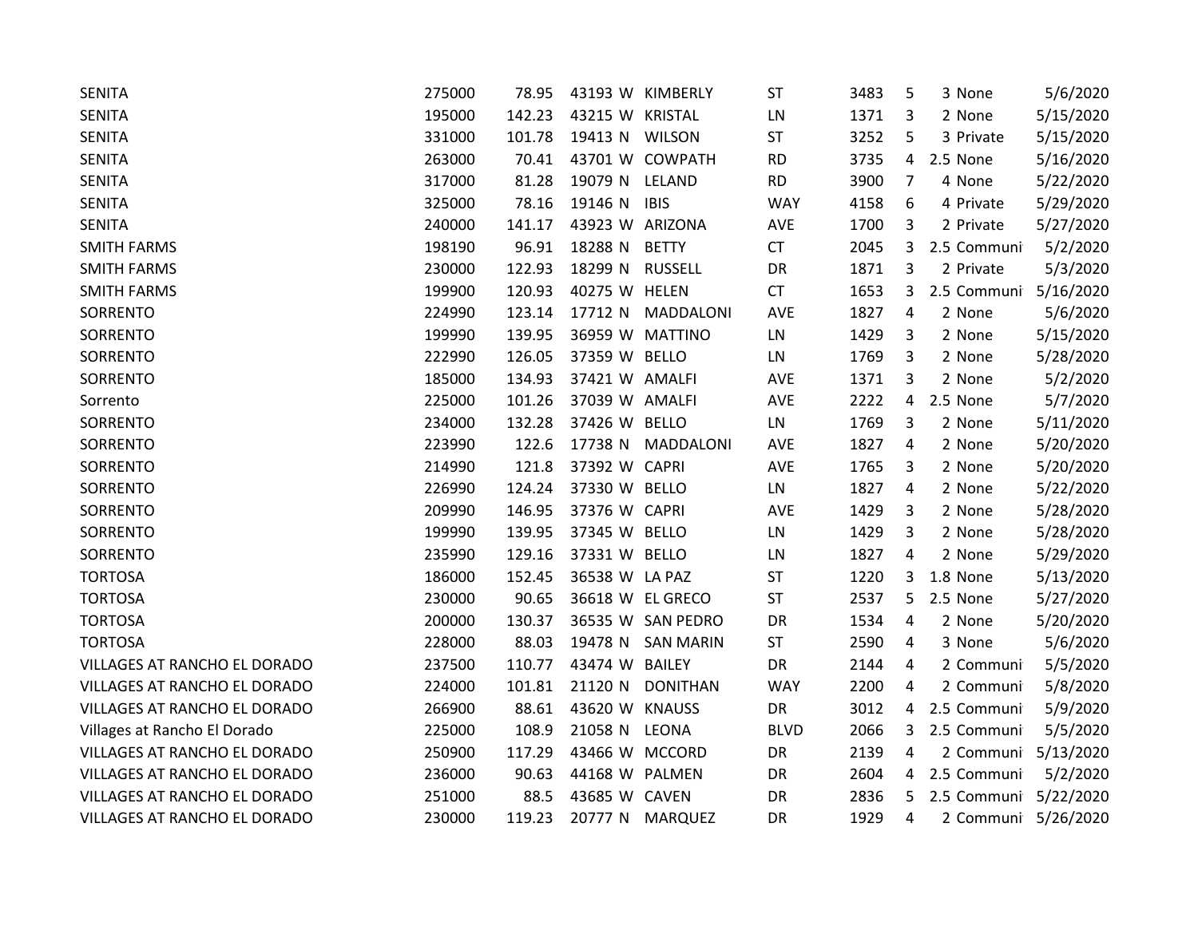| | | | | | | | | | | | |
|---|---|---|---|---|---|---|---|---|---|---|---|
| SENITA | 275000 | 78.95 | 43193 | W | KIMBERLY | ST | 3483 | 5 | 3 | None | 5/6/2020 |
| SENITA | 195000 | 142.23 | 43215 | W | KRISTAL | LN | 1371 | 3 | 2 | None | 5/15/2020 |
| SENITA | 331000 | 101.78 | 19413 | N | WILSON | ST | 3252 | 5 | 3 | Private | 5/15/2020 |
| SENITA | 263000 | 70.41 | 43701 | W | COWPATH | RD | 3735 | 4 | 2.5 | None | 5/16/2020 |
| SENITA | 317000 | 81.28 | 19079 | N | LELAND | RD | 3900 | 7 | 4 | None | 5/22/2020 |
| SENITA | 325000 | 78.16 | 19146 | N | IBIS | WAY | 4158 | 6 | 4 | Private | 5/29/2020 |
| SENITA | 240000 | 141.17 | 43923 | W | ARIZONA | AVE | 1700 | 3 | 2 | Private | 5/27/2020 |
| SMITH FARMS | 198190 | 96.91 | 18288 | N | BETTY | CT | 2045 | 3 | 2.5 | Communi | 5/2/2020 |
| SMITH FARMS | 230000 | 122.93 | 18299 | N | RUSSELL | DR | 1871 | 3 | 2 | Private | 5/3/2020 |
| SMITH FARMS | 199900 | 120.93 | 40275 | W | HELEN | CT | 1653 | 3 | 2.5 | Communi | 5/16/2020 |
| SORRENTO | 224990 | 123.14 | 17712 | N | MADDALONI | AVE | 1827 | 4 | 2 | None | 5/6/2020 |
| SORRENTO | 199990 | 139.95 | 36959 | W | MATTINO | LN | 1429 | 3 | 2 | None | 5/15/2020 |
| SORRENTO | 222990 | 126.05 | 37359 | W | BELLO | LN | 1769 | 3 | 2 | None | 5/28/2020 |
| SORRENTO | 185000 | 134.93 | 37421 | W | AMALFI | AVE | 1371 | 3 | 2 | None | 5/2/2020 |
| Sorrento | 225000 | 101.26 | 37039 | W | AMALFI | AVE | 2222 | 4 | 2.5 | None | 5/7/2020 |
| SORRENTO | 234000 | 132.28 | 37426 | W | BELLO | LN | 1769 | 3 | 2 | None | 5/11/2020 |
| SORRENTO | 223990 | 122.6 | 17738 | N | MADDALONI | AVE | 1827 | 4 | 2 | None | 5/20/2020 |
| SORRENTO | 214990 | 121.8 | 37392 | W | CAPRI | AVE | 1765 | 3 | 2 | None | 5/20/2020 |
| SORRENTO | 226990 | 124.24 | 37330 | W | BELLO | LN | 1827 | 4 | 2 | None | 5/22/2020 |
| SORRENTO | 209990 | 146.95 | 37376 | W | CAPRI | AVE | 1429 | 3 | 2 | None | 5/28/2020 |
| SORRENTO | 199990 | 139.95 | 37345 | W | BELLO | LN | 1429 | 3 | 2 | None | 5/28/2020 |
| SORRENTO | 235990 | 129.16 | 37331 | W | BELLO | LN | 1827 | 4 | 2 | None | 5/29/2020 |
| TORTOSA | 186000 | 152.45 | 36538 | W | LA PAZ | ST | 1220 | 3 | 1.8 | None | 5/13/2020 |
| TORTOSA | 230000 | 90.65 | 36618 | W | EL GRECO | ST | 2537 | 5 | 2.5 | None | 5/27/2020 |
| TORTOSA | 200000 | 130.37 | 36535 | W | SAN PEDRO | DR | 1534 | 4 | 2 | None | 5/20/2020 |
| TORTOSA | 228000 | 88.03 | 19478 | N | SAN MARIN | ST | 2590 | 4 | 3 | None | 5/6/2020 |
| VILLAGES AT RANCHO EL DORADO | 237500 | 110.77 | 43474 | W | BAILEY | DR | 2144 | 4 | 2 | Communi | 5/5/2020 |
| VILLAGES AT RANCHO EL DORADO | 224000 | 101.81 | 21120 | N | DONITHAN | WAY | 2200 | 4 | 2 | Communi | 5/8/2020 |
| VILLAGES AT RANCHO EL DORADO | 266900 | 88.61 | 43620 | W | KNAUSS | DR | 3012 | 4 | 2.5 | Communi | 5/9/2020 |
| Villages at Rancho El Dorado | 225000 | 108.9 | 21058 | N | LEONA | BLVD | 2066 | 3 | 2.5 | Communi | 5/5/2020 |
| VILLAGES AT RANCHO EL DORADO | 250900 | 117.29 | 43466 | W | MCCORD | DR | 2139 | 4 | 2 | Communi | 5/13/2020 |
| VILLAGES AT RANCHO EL DORADO | 236000 | 90.63 | 44168 | W | PALMEN | DR | 2604 | 4 | 2.5 | Communi | 5/2/2020 |
| VILLAGES AT RANCHO EL DORADO | 251000 | 88.5 | 43685 | W | CAVEN | DR | 2836 | 5 | 2.5 | Communi | 5/22/2020 |
| VILLAGES AT RANCHO EL DORADO | 230000 | 119.23 | 20777 | N | MARQUEZ | DR | 1929 | 4 | 2 | Communi | 5/26/2020 |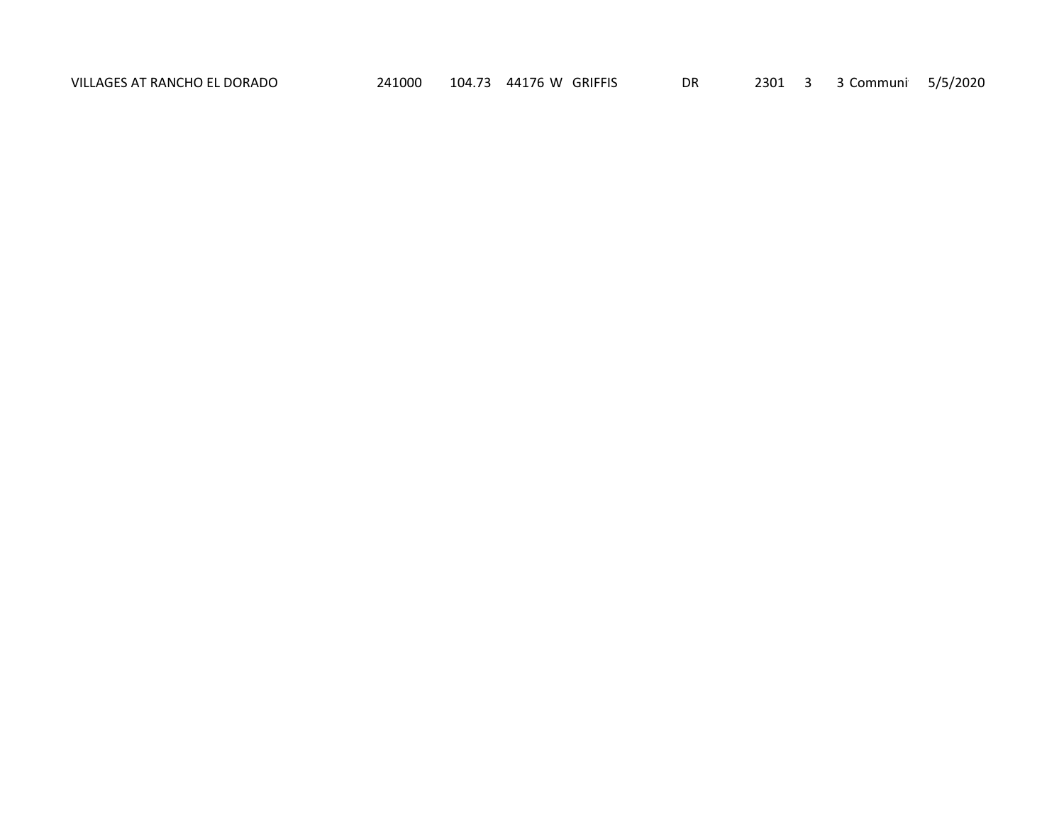| | | | | | | | | | | | |
|---|---|---|---|---|---|---|---|---|---|---|---|
| VILLAGES AT RANCHO EL DORADO | 241000 | 104.73 | 44176 | W | GRIFFIS | DR | 2301 | 3 | 3 | Communi | 5/5/2020 |